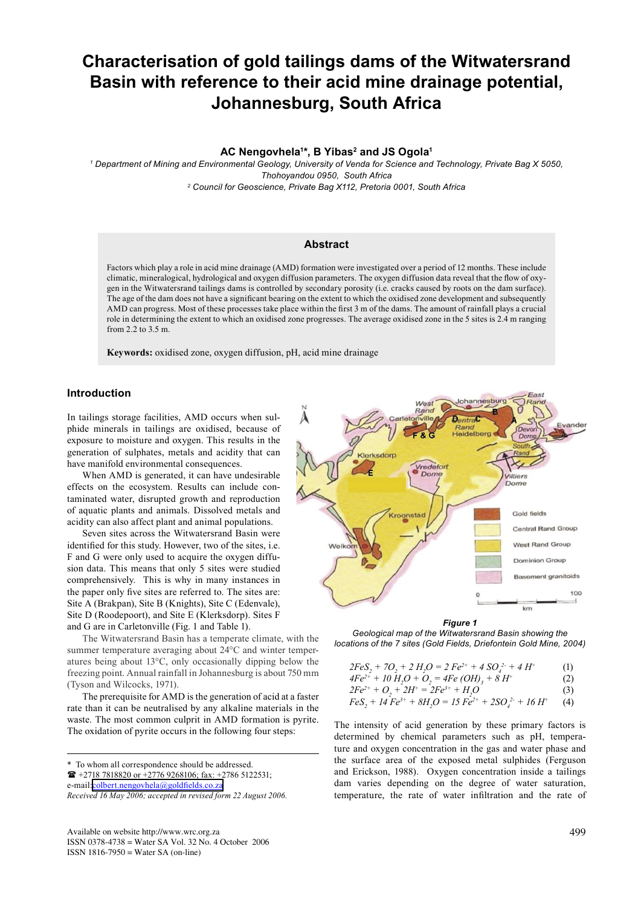# Characterisation of gold tailings dams of the Witwatersrand Basin with reference to their acid mine drainage potential, Johannesburg, South Africa

**AC Nengovhela[1]*, B Yibas[2] and JS Ogola[1]**

*[1] Department of Mining and Environmental Geology, University of Venda for Science and Technology, Private Bag X 5050, Thohoyandou 0950, South Africa*

*[2] Council for Geoscience, Private Bag X112, Pretoria 0001, South Africa*

## Abstract

Factors which play a role in acid mine drainage (AMD) formation were investigated over a period of 12 months. These include climatic, mineralogical, hydrological and oxygen diffusion parameters. The oxygen diffusion data reveal that the flow of oxygen in the Witwatersrand tailings dams is controlled by secondary porosity (i.e. cracks caused by roots on the dam surface). The age of the dam does not have a significant bearing on the extent to which the oxidised zone development and subsequently AMD can progress. Most of these processes take place within the first 3 m of the dams. The amount of rainfall plays a crucial role in determining the extent to which an oxidised zone progresses. The average oxidised zone in the 5 sites is 2.4 m ranging from 2.2 to 3.5 m.

**Keywords:** oxidised zone, oxygen diffusion, pH, acid mine drainage

## Introduction

In tailings storage facilities, AMD occurs when sulphide minerals in tailings are oxidised, because of exposure to moisture and oxygen. This results in the generation of sulphates, metals and acidity that can have manifold environmental consequences.

When AMD is generated, it can have undesirable effects on the ecosystem. Results can include contaminated water, disrupted growth and reproduction of aquatic plants and animals. Dissolved metals and acidity can also affect plant and animal populations.

Seven sites across the Witwatersrand Basin were identified for this study. However, two of the sites, i.e. F and G were only used to acquire the oxygen diffusion data. This means that only 5 sites were studied comprehensively. This is why in many instances in the paper only five sites are referred to. The sites are: Site A (Brakpan), Site B (Knights), Site C (Edenvale), Site D (Roodepoort), and Site E (Klerksdorp). Sites F and G are in Carletonville (Fig. 1 and Table 1).

*Figure 1*
*Geological map of the Witwatersrand Basin showing the locations of the 7 sites (Gold Fields, Driefontein Gold Mine, 2004)*

The Witwatersrand Basin has a temperate climate, with the summer temperature averaging about 24°C and winter temperatures being about 13°C, only occasionally dipping below the freezing point. Annual rainfall in Johannesburg is about 750 mm (Tyson and Wilcocks, 1971).

The prerequisite for AMD is the generation of acid at a faster rate than it can be neutralised by any alkaline materials in the waste. The most common culprit in AMD formation is pyrite. The oxidation of pyrite occurs in the following four steps:

$$2FeS_2 + 7O_2 + 2H_2O = 2Fe^{2+} + 4SO_4^{2-} + 4H^+ \quad (1)$$

$$4Fe^{2+} + 10H_2O + O_2 = 4Fe(OH)_3 + 8H^+ \quad (2)$$

$$2Fe^{2+} + O_2 + 2H^+ = 2Fe^{3+} + H_2O \quad (3)$$

$$FeS_2 + 14Fe^{3+} + 8H_2O = 15Fe^{2+} + 2SO_4^{2-} + 16H^+ \quad (4)$$

The intensity of acid generation by these primary factors is determined by chemical parameters such as pH, temperature and oxygen concentration in the gas and water phase and the surface area of the exposed metal sulphides (Ferguson and Erickson, 1988). Oxygen concentration inside a tailings dam varies depending on the degree of water saturation, temperature, the rate of water infiltration and the rate of

\* To whom all correspondence should be addressed.
☎ +2718 7818820 or +2776 9268106; fax: +2786 5122531;
e-mail: colbert.nengovhela@goldfields.co.za
*Received 16 May 2006; accepted in revised form 22 August 2006.*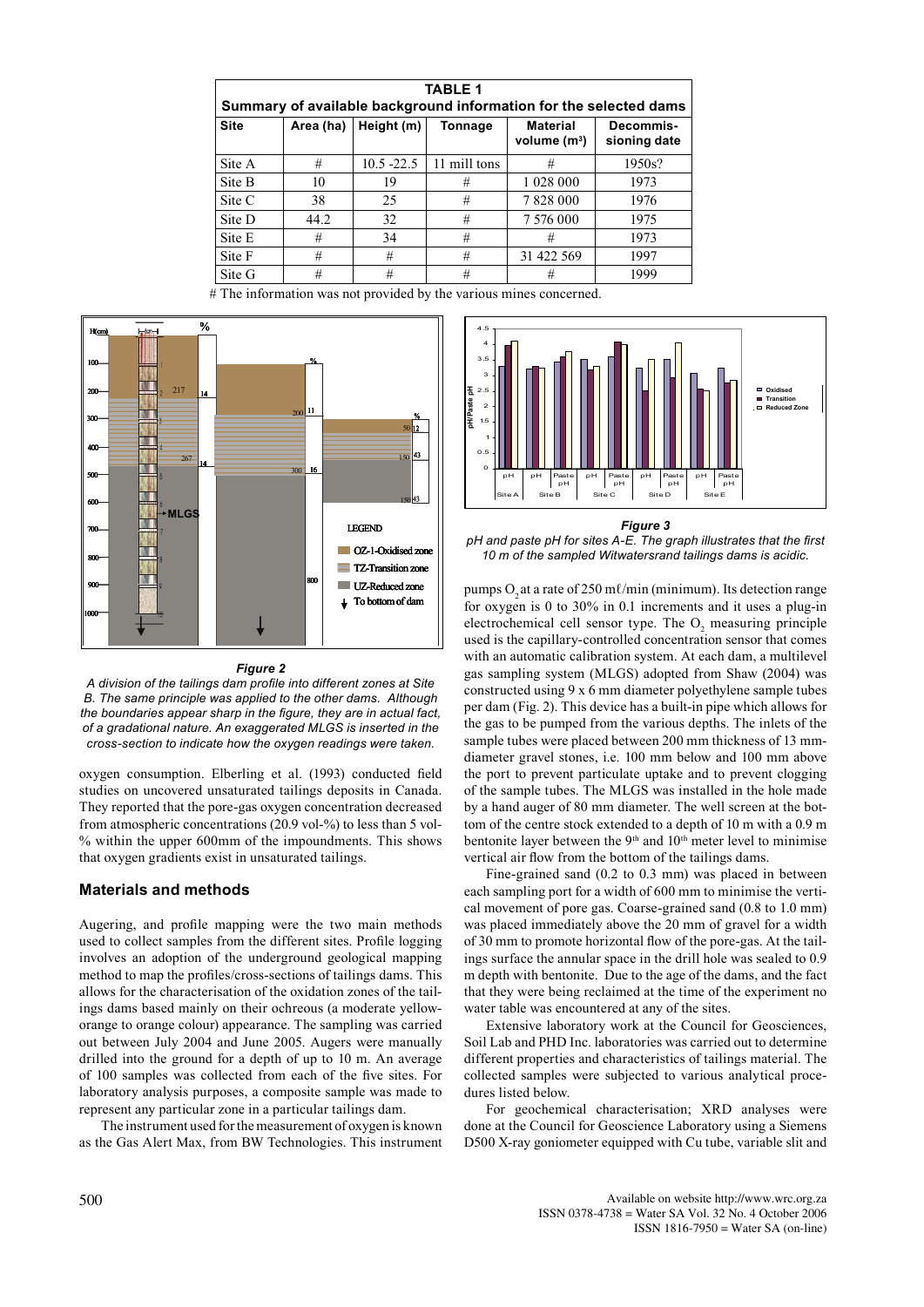**TABLE 1**
**Summary of available background information for the selected dams**

| Site | Area (ha) | Height (m) | Tonnage | Material volume ($m^3$) | Decommis-sioning date |
|---|---|---|---|---|---|
| Site A | # | 10.5 -22.5 | 11 mill tons | # | 1950s? |
| Site B | 10 | 19 | # | 1 028 000 | 1973 |
| Site C | 38 | 25 | # | 7 828 000 | 1976 |
| Site D | 44.2 | 32 | # | 7 576 000 | 1975 |
| Site E | # | 34 | # | # | 1973 |
| Site F | # | # | # | 31 422 569 | 1997 |
| Site G | # | # | # | # | 1999 |

# The information was not provided by the various mines concerned.

***Figure 2***
*A division of the tailings dam profile into different zones at Site B. The same principle was applied to the other dams. Although the boundaries appear sharp in the figure, they are in actual fact, of a gradational nature. An exaggerated MLGS is inserted in the cross-section to indicate how the oxygen readings were taken.*

***Figure 3***
*pH and paste pH for sites A-E. The graph illustrates that the first 10 m of the sampled Witwatersrand tailings dams is acidic.*

oxygen consumption. Elberling et al. (1993) conducted field studies on uncovered unsaturated tailings deposits in Canada. They reported that the pore-gas oxygen concentration decreased from atmospheric concentrations (20.9 vol-%) to less than 5 vol-% within the upper 600mm of the impoundments. This shows that oxygen gradients exist in unsaturated tailings.

## Materials and methods

Augering, and profile mapping were the two main methods used to collect samples from the different sites. Profile logging involves an adoption of the underground geological mapping method to map the profiles/cross-sections of tailings dams. This allows for the characterisation of the oxidation zones of the tailings dams based mainly on their ochreous (a moderate yellow-orange to orange colour) appearance. The sampling was carried out between July 2004 and June 2005. Augers were manually drilled into the ground for a depth of up to 10 m. An average of 100 samples was collected from each of the five sites. For laboratory analysis purposes, a composite sample was made to represent any particular zone in a particular tailings dam.

The instrument used for the measurement of oxygen is known as the Gas Alert Max, from BW Technologies. This instrument pumps $O_2$ at a rate of 250 mℓ/min (minimum). Its detection range for oxygen is 0 to 30% in 0.1 increments and it uses a plug-in electrochemical cell sensor type. The $O_2$ measuring principle used is the capillary-controlled concentration sensor that comes with an automatic calibration system. At each dam, a multilevel gas sampling system (MLGS) adopted from Shaw (2004) was constructed using 9 x 6 mm diameter polyethylene sample tubes per dam (Fig. 2). This device has a built-in pipe which allows for the gas to be pumped from the various depths. The inlets of the sample tubes were placed between 200 mm thickness of 13 mm-diameter gravel stones, i.e. 100 mm below and 100 mm above the port to prevent particulate uptake and to prevent clogging of the sample tubes. The MLGS was installed in the hole made by a hand auger of 80 mm diameter. The well screen at the bottom of the centre stock extended to a depth of 10 m with a 0.9 m bentonite layer between the 9th and 10th meter level to minimise vertical air flow from the bottom of the tailings dams.

Fine-grained sand (0.2 to 0.3 mm) was placed in between each sampling port for a width of 600 mm to minimise the vertical movement of pore gas. Coarse-grained sand (0.8 to 1.0 mm) was placed immediately above the 20 mm of gravel for a width of 30 mm to promote horizontal flow of the pore-gas. At the tailings surface the annular space in the drill hole was sealed to 0.9 m depth with bentonite. Due to the age of the dams, and the fact that they were being reclaimed at the time of the experiment no water table was encountered at any of the sites.

Extensive laboratory work at the Council for Geosciences, Soil Lab and PHD Inc. laboratories was carried out to determine different properties and characteristics of tailings material. The collected samples were subjected to various analytical procedures listed below.

For geochemical characterisation; XRD analyses were done at the Council for Geoscience Laboratory using a Siemens D500 X-ray goniometer equipped with Cu tube, variable slit and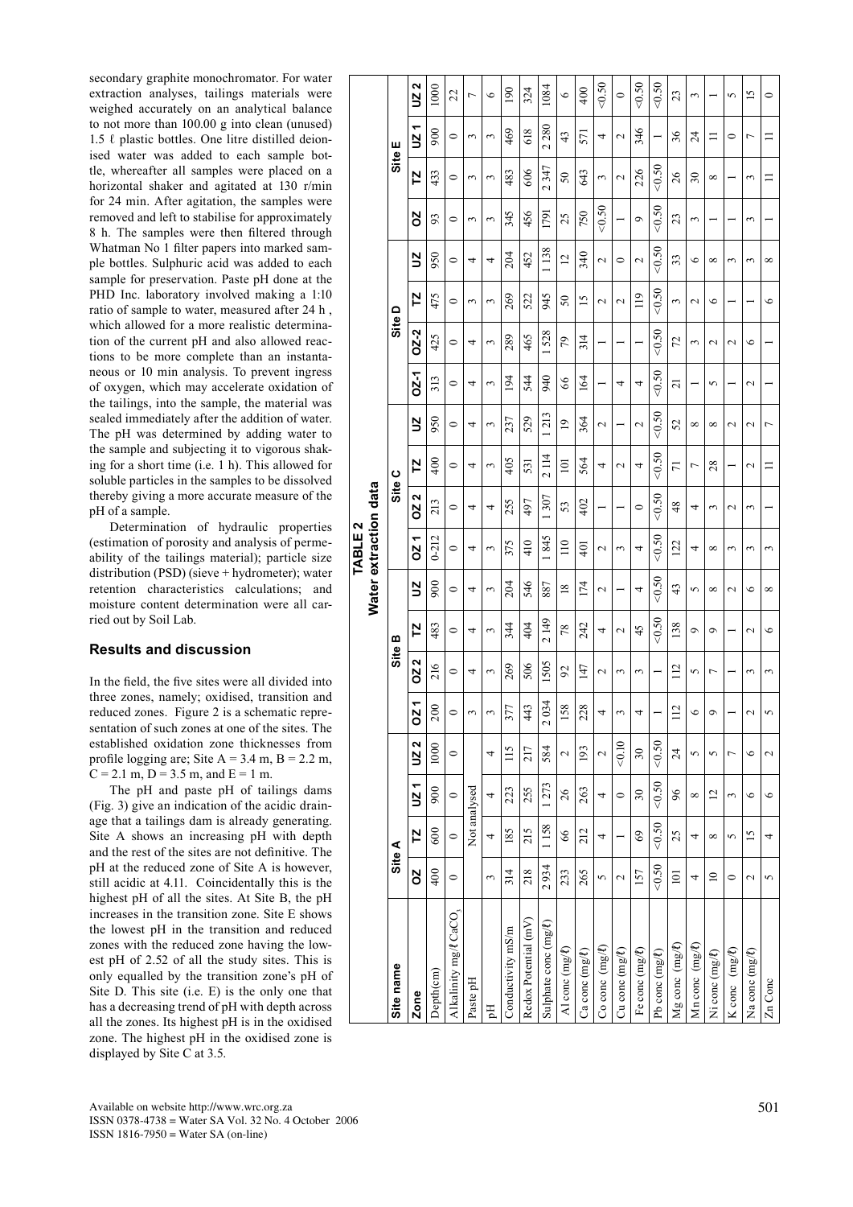secondary graphite monochromator. For water extraction analyses, tailings materials were weighed accurately on an analytical balance to not more than 100.00 g into clean (unused) 1.5 ℓ plastic bottles. One litre distilled deionised water was added to each sample bottle, whereafter all samples were placed on a horizontal shaker and agitated at 130 r/min for 24 min. After agitation, the samples were removed and left to stabilise for approximately 8 h. The samples were then filtered through Whatman No 1 filter papers into marked sample bottles. Sulphuric acid was added to each sample for preservation. Paste pH done at the PHD Inc. laboratory involved making a 1:10 ratio of sample to water, measured after 24 h , which allowed for a more realistic determination of the current pH and also allowed reactions to be more complete than an instantaneous or 10 min analysis. To prevent ingress of oxygen, which may accelerate oxidation of the tailings, into the sample, the material was sealed immediately after the addition of water. The pH was determined by adding water to the sample and subjecting it to vigorous shaking for a short time (i.e. 1 h). This allowed for soluble particles in the samples to be dissolved thereby giving a more accurate measure of the pH of a sample.

Determination of hydraulic properties (estimation of porosity and analysis of permeability of the tailings material); particle size distribution (PSD) (sieve + hydrometer); water retention characteristics calculations; and moisture content determination were all carried out by Soil Lab.

## Results and discussion

In the field, the five sites were all divided into three zones, namely; oxidised, transition and reduced zones. Figure 2 is a schematic representation of such zones at one of the sites. The established oxidation zone thicknesses from profile logging are; Site A = 3.4 m, B = 2.2 m, C = 2.1 m, D = 3.5 m, and E = 1 m.

The pH and paste pH of tailings dams (Fig. 3) give an indication of the acidic drainage that a tailings dam is already generating. Site A shows an increasing pH with depth and the rest of the sites are not definitive. The pH at the reduced zone of Site A is however, still acidic at 4.11. Coincidentally this is the highest pH of all the sites. At Site B, the pH increases in the transition zone. Site E shows the lowest pH in the transition and reduced zones with the reduced zone having the lowest pH of 2.52 of all the study sites. This is only equalled by the transition zone's pH of Site D. This site (i.e. E) is the only one that has a decreasing trend of pH with depth across all the zones. Its highest pH is in the oxidised zone. The highest pH in the oxidised zone is displayed by Site C at 3.5.

**TABLE 2**
**Water extraction data**

| Site name | Site A | | | | Site B | | | | Site C | | | | Site D | | | | Site E | | | |
|---|---|---|---|---|---|---|---|---|---|---|---|---|---|---|---|---|---|---|---|---|
| **Zone** | **OZ** | **TZ** | **UZ 1** | **UZ 2** | **OZ 1** | **OZ 2** | **TZ** | **UZ** | **OZ 1** | **OZ 2** | **TZ** | **UZ** | **OZ-1** | **OZ-2** | **TZ** | **UZ** | **OZ** | **TZ** | **UZ 1** | **UZ 2** |
| Depth(cm) | 400 | 600 | 900 | 1000 | 200 | 216 | 483 | 900 | 0-212 | 213 | 400 | 950 | 313 | 425 | 475 | 950 | 93 | 433 | 900 | 1000 |
| Alkalinity mg/ℓ $CaCO_3$ | 0 | 0 | 0 | 0 | 0 | 0 | 0 | 0 | 0 | 0 | 0 | 0 | 0 | 0 | 0 | 0 | 0 | 0 | 0 | 22 |
| Paste pH | Not analysed | | | | 3 | 4 | 4 | 4 | 4 | 4 | 4 | 4 | 4 | 4 | 3 | 4 | 3 | 3 | 3 | 7 |
| pH | 3 | 4 | 4 | 4 | 3 | 3 | 3 | 3 | 3 | 4 | 3 | 3 | 3 | 3 | 3 | 4 | 3 | 3 | 3 | 6 |
| Conductivity mS/m | 314 | 185 | 223 | 115 | 377 | 269 | 344 | 204 | 375 | 255 | 405 | 237 | 194 | 289 | 269 | 204 | 345 | 483 | 469 | 190 |
| Redox Potential (mV) | 218 | 215 | 255 | 217 | 443 | 506 | 404 | 546 | 410 | 497 | 531 | 529 | 544 | 465 | 522 | 452 | 456 | 606 | 618 | 324 |
| Sulphate conc (mg/ℓ) | 2 934 | 1 158 | 1 273 | 584 | 2 034 | 1505 | 2 149 | 887 | 1 845 | 1 307 | 2 114 | 1 213 | 940 | 1 528 | 945 | 1 138 | 1791 | 2 347 | 2 280 | 1084 |
| Al conc (mg/ℓ) | 233 | 66 | 26 | 2 | 158 | 92 | 78 | 18 | 110 | 53 | 101 | 19 | 66 | 79 | 50 | 12 | 25 | 50 | 43 | 6 |
| Ca conc (mg/ℓ) | 265 | 212 | 263 | 193 | 228 | 147 | 242 | 174 | 401 | 402 | 564 | 364 | 164 | 314 | 15 | 340 | 750 | 643 | 571 | 400 |
| Co conc (mg/ℓ) | 5 | 4 | 4 | 2 | 4 | 2 | 4 | 2 | 2 | 1 | 4 | 2 | 1 | 1 | 2 | 2 | <0.50 | 3 | 4 | <0.50 |
| Cu conc (mg/ℓ) | 2 | 1 | 0 | <0.10 | 3 | 3 | 2 | 1 | 3 | 1 | 2 | 1 | 4 | 1 | 2 | 0 | 1 | 2 | 2 | 0 |
| Fe conc (mg/ℓ) | 157 | 69 | 30 | 30 | 4 | 3 | 45 | 4 | 4 | 0 | 4 | 2 | 4 | 1 | 119 | 2 | 9 | 226 | 346 | <0.50 |
| Pb conc (mg/ℓ) | <0.50 | <0.50 | <0.50 | <0.50 | 1 | 1 | <0.50 | <0.50 | <0.50 | <0.50 | <0.50 | <0.50 | <0.50 | <0.50 | <0.50 | <0.50 | <0.50 | <0.50 | 1 | <0.50 |
| Mg conc (mg/ℓ) | 101 | 25 | 96 | 24 | 112 | 112 | 138 | 43 | 122 | 48 | 71 | 52 | 21 | 72 | 3 | 33 | 23 | 26 | 36 | 23 |
| Mn conc (mg/ℓ) | 4 | 4 | 8 | 5 | 6 | 5 | 9 | 5 | 4 | 4 | 7 | 8 | 1 | 3 | 2 | 6 | 3 | 30 | 24 | 3 |
| Ni conc (mg/ℓ) | 10 | 8 | 12 | 5 | 9 | 7 | 9 | 8 | 8 | 3 | 28 | 8 | 5 | 2 | 6 | 8 | 1 | 8 | 11 | 1 |
| K conc (mg/ℓ) | 0 | 5 | 3 | 7 | 1 | 1 | 1 | 2 | 3 | 2 | 1 | 2 | 1 | 2 | 1 | 3 | 1 | 1 | 0 | 5 |
| Na conc (mg/ℓ) | 2 | 15 | 6 | 6 | 2 | 3 | 2 | 6 | 3 | 3 | 2 | 2 | 2 | 6 | 1 | 3 | 3 | 3 | 7 | 15 |
| Zn Conc | 5 | 4 | 6 | 2 | 5 | 3 | 6 | 8 | 3 | 1 | 11 | 7 | 1 | 1 | 6 | 8 | 1 | 11 | 11 | 0 |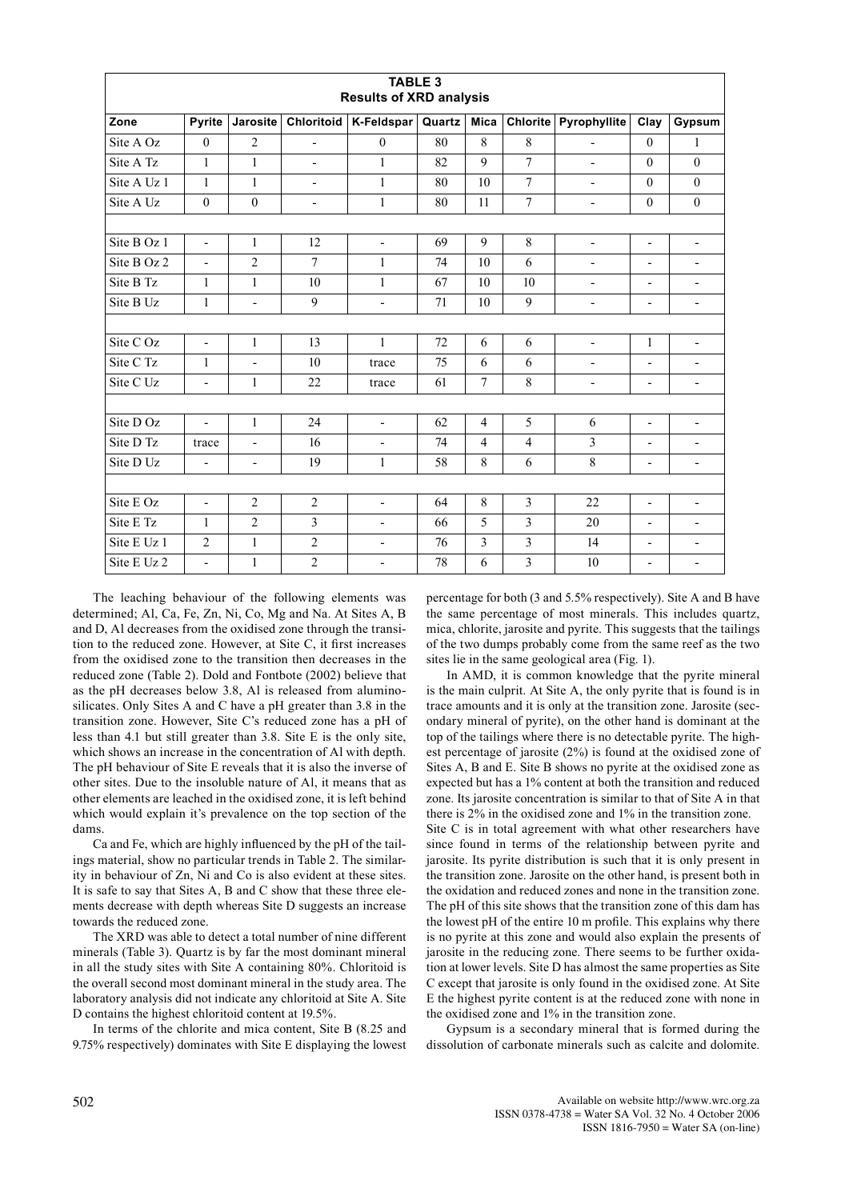**TABLE 3**
**Results of XRD analysis**

| Zone | Pyrite | Jarosite | Chloritoid | K-Feldspar | Quartz | Mica | Chlorite | Pyrophyllite | Clay | Gypsum |
|---|---|---|---|---|---|---|---|---|---|---|
| Site A Oz | 0 | 2 | - | 0 | 80 | 8 | 8 | - | 0 | 1 |
| Site A Tz | 1 | 1 | - | 1 | 82 | 9 | 7 | - | 0 | 0 |
| Site A Uz 1 | 1 | 1 | - | 1 | 80 | 10 | 7 | - | 0 | 0 |
| Site A Uz | 0 | 0 | - | 1 | 80 | 11 | 7 | - | 0 | 0 |
| | | | | | | | | | | |
| Site B Oz 1 | - | 1 | 12 | - | 69 | 9 | 8 | - | - | - |
| Site B Oz 2 | - | 2 | 7 | 1 | 74 | 10 | 6 | - | - | - |
| Site B Tz | 1 | 1 | 10 | 1 | 67 | 10 | 10 | - | - | - |
| Site B Uz | 1 | - | 9 | - | 71 | 10 | 9 | - | - | - |
| | | | | | | | | | | |
| Site C Oz | - | 1 | 13 | 1 | 72 | 6 | 6 | - | 1 | - |
| Site C Tz | 1 | - | 10 | trace | 75 | 6 | 6 | - | - | - |
| Site C Uz | - | 1 | 22 | trace | 61 | 7 | 8 | - | - | - |
| | | | | | | | | | | |
| Site D Oz | - | 1 | 24 | - | 62 | 4 | 5 | 6 | - | - |
| Site D Tz | trace | - | 16 | - | 74 | 4 | 4 | 3 | - | - |
| Site D Uz | - | - | 19 | 1 | 58 | 8 | 6 | 8 | - | - |
| | | | | | | | | | | |
| Site E Oz | - | 2 | 2 | - | 64 | 8 | 3 | 22 | - | - |
| Site E Tz | 1 | 2 | 3 | - | 66 | 5 | 3 | 20 | - | - |
| Site E Uz 1 | 2 | 1 | 2 | - | 76 | 3 | 3 | 14 | - | - |
| Site E Uz 2 | - | 1 | 2 | - | 78 | 6 | 3 | 10 | - | - |

The leaching behaviour of the following elements was determined; Al, Ca, Fe, Zn, Ni, Co, Mg and Na. At Sites A, B and D, Al decreases from the oxidised zone through the transition to the reduced zone. However, at Site C, it first increases from the oxidised zone to the transition then decreases in the reduced zone (Table 2). Dold and Fontbote (2002) believe that as the pH decreases below 3.8, Al is released from aluminosilicates. Only Sites A and C have a pH greater than 3.8 in the transition zone. However, Site C's reduced zone has a pH of less than 4.1 but still greater than 3.8. Site E is the only site, which shows an increase in the concentration of Al with depth. The pH behaviour of Site E reveals that it is also the inverse of other sites. Due to the insoluble nature of Al, it means that as other elements are leached in the oxidised zone, it is left behind which would explain it's prevalence on the top section of the dams.

Ca and Fe, which are highly influenced by the pH of the tailings material, show no particular trends in Table 2. The similarity in behaviour of Zn, Ni and Co is also evident at these sites. It is safe to say that Sites A, B and C show that these three elements decrease with depth whereas Site D suggests an increase towards the reduced zone.

The XRD was able to detect a total number of nine different minerals (Table 3). Quartz is by far the most dominant mineral in all the study sites with Site A containing 80%. Chloritoid is the overall second most dominant mineral in the study area. The laboratory analysis did not indicate any chloritoid at Site A. Site D contains the highest chloritoid content at 19.5%.

In terms of the chlorite and mica content, Site B (8.25 and 9.75% respectively) dominates with Site E displaying the lowest percentage for both (3 and 5.5% respectively). Site A and B have the same percentage of most minerals. This includes quartz, mica, chlorite, jarosite and pyrite. This suggests that the tailings of the two dumps probably come from the same reef as the two sites lie in the same geological area (Fig. 1).

In AMD, it is common knowledge that the pyrite mineral is the main culprit. At Site A, the only pyrite that is found is in trace amounts and it is only at the transition zone. Jarosite (secondary mineral of pyrite), on the other hand is dominant at the top of the tailings where there is no detectable pyrite. The highest percentage of jarosite (2%) is found at the oxidised zone of Sites A, B and E. Site B shows no pyrite at the oxidised zone as expected but has a 1% content at both the transition and reduced zone. Its jarosite concentration is similar to that of Site A in that there is 2% in the oxidised zone and 1% in the transition zone. Site C is in total agreement with what other researchers have since found in terms of the relationship between pyrite and jarosite. Its pyrite distribution is such that it is only present in the transition zone. Jarosite on the other hand, is present both in the oxidation and reduced zones and none in the transition zone. The pH of this site shows that the transition zone of this dam has the lowest pH of the entire 10 m profile. This explains why there is no pyrite at this zone and would also explain the presents of jarosite in the reducing zone. There seems to be further oxidation at lower levels. Site D has almost the same properties as Site C except that jarosite is only found in the oxidised zone. At Site E the highest pyrite content is at the reduced zone with none in the oxidised zone and 1% in the transition zone.

Gypsum is a secondary mineral that is formed during the dissolution of carbonate minerals such as calcite and dolomite.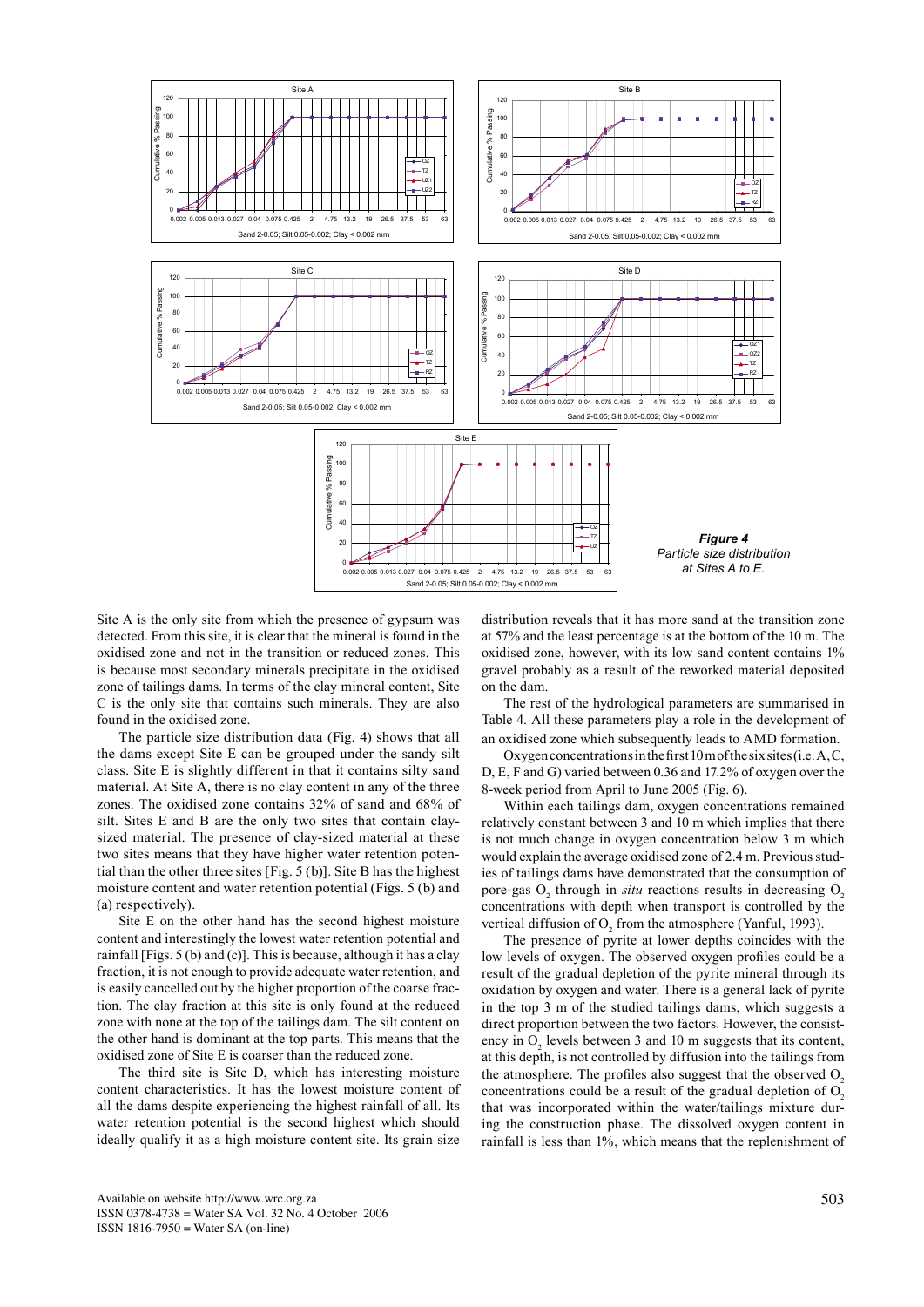**Figure 4**
*Particle size distribution at Sites A to E.*

Site A is the only site from which the presence of gypsum was detected. From this site, it is clear that the mineral is found in the oxidised zone and not in the transition or reduced zones. This is because most secondary minerals precipitate in the oxidised zone of tailings dams. In terms of the clay mineral content, Site C is the only site that contains such minerals. They are also found in the oxidised zone.

The particle size distribution data (Fig. 4) shows that all the dams except Site E can be grouped under the sandy silt class. Site E is slightly different in that it contains silty sand material. At Site A, there is no clay content in any of the three zones. The oxidised zone contains 32% of sand and 68% of silt. Sites E and B are the only two sites that contain clay-sized material. The presence of clay-sized material at these two sites means that they have higher water retention potential than the other three sites [Fig. 5 (b)]. Site B has the highest moisture content and water retention potential (Figs. 5 (b) and (a) respectively).

Site E on the other hand has the second highest moisture content and interestingly the lowest water retention potential and rainfall [Figs. 5 (b) and (c)]. This is because, although it has a clay fraction, it is not enough to provide adequate water retention, and is easily cancelled out by the higher proportion of the coarse fraction. The clay fraction at this site is only found at the reduced zone with none at the top of the tailings dam. The silt content on the other hand is dominant at the top parts. This means that the oxidised zone of Site E is coarser than the reduced zone.

The third site is Site D, which has interesting moisture content characteristics. It has the lowest moisture content of all the dams despite experiencing the highest rainfall of all. Its water retention potential is the second highest which should ideally qualify it as a high moisture content site. Its grain size distribution reveals that it has more sand at the transition zone at 57% and the least percentage is at the bottom of the 10 m. The oxidised zone, however, with its low sand content contains 1% gravel probably as a result of the reworked material deposited on the dam.

The rest of the hydrological parameters are summarised in Table 4. All these parameters play a role in the development of an oxidised zone which subsequently leads to AMD formation.

Oxygen concentrations in the first 10 m of the six sites (i.e. A, C, D, E, F and G) varied between 0.36 and 17.2% of oxygen over the 8-week period from April to June 2005 (Fig. 6).

Within each tailings dam, oxygen concentrations remained relatively constant between 3 and 10 m which implies that there is not much change in oxygen concentration below 3 m which would explain the average oxidised zone of 2.4 m. Previous studies of tailings dams have demonstrated that the consumption of pore-gas $O_2$ through *in situ* reactions results in decreasing $O_2$ concentrations with depth when transport is controlled by the vertical diffusion of $O_2$ from the atmosphere (Yanful, 1993).

The presence of pyrite at lower depths coincides with the low levels of oxygen. The observed oxygen profiles could be a result of the gradual depletion of the pyrite mineral through its oxidation by oxygen and water. There is a general lack of pyrite in the top 3 m of the studied tailings dams, which suggests a direct proportion between the two factors. However, the consistency in $O_2$ levels between 3 and 10 m suggests that its content, at this depth, is not controlled by diffusion into the tailings from the atmosphere. The profiles also suggest that the observed $O_2$ concentrations could be a result of the gradual depletion of $O_2$ that was incorporated within the water/tailings mixture during the construction phase. The dissolved oxygen content in rainfall is less than 1%, which means that the replenishment of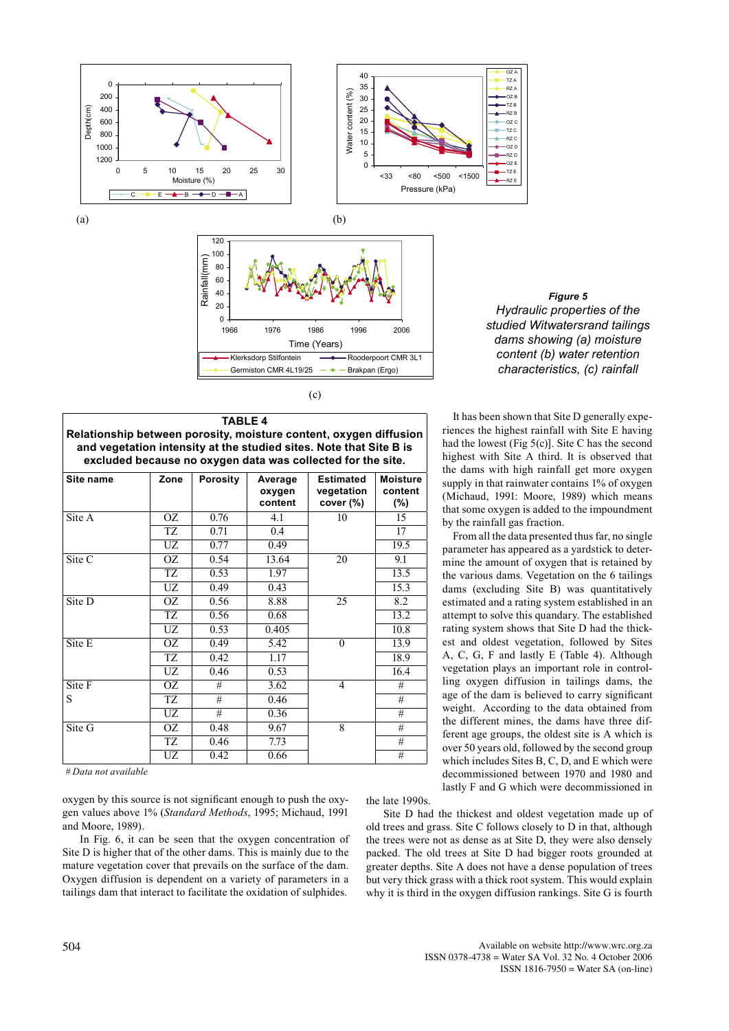(a)

(b)

(c)

***Figure 5***
*Hydraulic properties of the studied Witwatersrand tailings dams showing (a) moisture content (b) water retention characteristics, (c) rainfall*

**TABLE 4**
**Relationship between porosity, moisture content, oxygen diffusion and vegetation intensity at the studied sites. Note that Site B is excluded because no oxygen data was collected for the site.**

| Site name | Zone | Porosity | Average oxygen content | Estimated vegetation cover (%) | Moisture content (%) |
|---|---|---|---|---|---|
| Site A | OZ | 0.76 | 4.1 | 10 | 15 |
| | TZ | 0.71 | 0.4 | | 17 |
| | UZ | 0.77 | 0.49 | | 19.5 |
| Site C | OZ | 0.54 | 13.64 | 20 | 9.1 |
| | TZ | 0.53 | 1.97 | | 13.5 |
| | UZ | 0.49 | 0.43 | | 15.3 |
| Site D | OZ | 0.56 | 8.88 | 25 | 8.2 |
| | TZ | 0.56 | 0.68 | | 13.2 |
| | UZ | 0.53 | 0.405 | | 10.8 |
| Site E | OZ | 0.49 | 5.42 | 0 | 13.9 |
| | TZ | 0.42 | 1.17 | | 18.9 |
| | UZ | 0.46 | 0.53 | | 16.4 |
| Site F S | OZ | # | 3.62 | 4 | # |
| | TZ | # | 0.46 | | # |
| | UZ | # | 0.36 | | # |
| Site G | OZ | 0.48 | 9.67 | 8 | # |
| | TZ | 0.46 | 7.73 | | # |
| | UZ | 0.42 | 0.66 | | # |

*# Data not available*

It has been shown that Site D generally experiences the highest rainfall with Site E having had the lowest (Fig 5(c)). Site C has the second highest with Site A third. It is observed that the dams with high rainfall get more oxygen supply in that rainwater contains 1% of oxygen (Michaud, 1991: Moore, 1989) which means that some oxygen is added to the impoundment by the rainfall gas fraction.

From all the data presented thus far, no single parameter has appeared as a yardstick to determine the amount of oxygen that is retained by the various dams. Vegetation on the 6 tailings dams (excluding Site B) was quantitatively estimated and a rating system established in an attempt to solve this quandary. The established rating system shows that Site D had the thickest and oldest vegetation, followed by Sites A, C, G, F and lastly E (Table 4). Although vegetation plays an important role in controlling oxygen diffusion in tailings dams, the age of the dam is believed to carry significant weight. According to the data obtained from the different mines, the dams have three different age groups, the oldest site is A which is over 50 years old, followed by the second group which includes Sites B, C, D, and E which were decommissioned between 1970 and 1980 and lastly F and G which were decommissioned in the late 1990s.

Site D had the thickest and oldest vegetation made up of old trees and grass. Site C follows closely to D in that, although the trees were not as dense as at Site D, they were also densely packed. The old trees at Site D had bigger roots grounded at greater depths. Site A does not have a dense population of trees but very thick grass with a thick root system. This would explain why it is third in the oxygen diffusion rankings. Site G is fourth

oxygen by this source is not significant enough to push the oxygen values above 1% (*Standard Methods*, 1995; Michaud, 1991 and Moore, 1989).

In Fig. 6, it can be seen that the oxygen concentration of Site D is higher that of the other dams. This is mainly due to the mature vegetation cover that prevails on the surface of the dam. Oxygen diffusion is dependent on a variety of parameters in a tailings dam that interact to facilitate the oxidation of sulphides.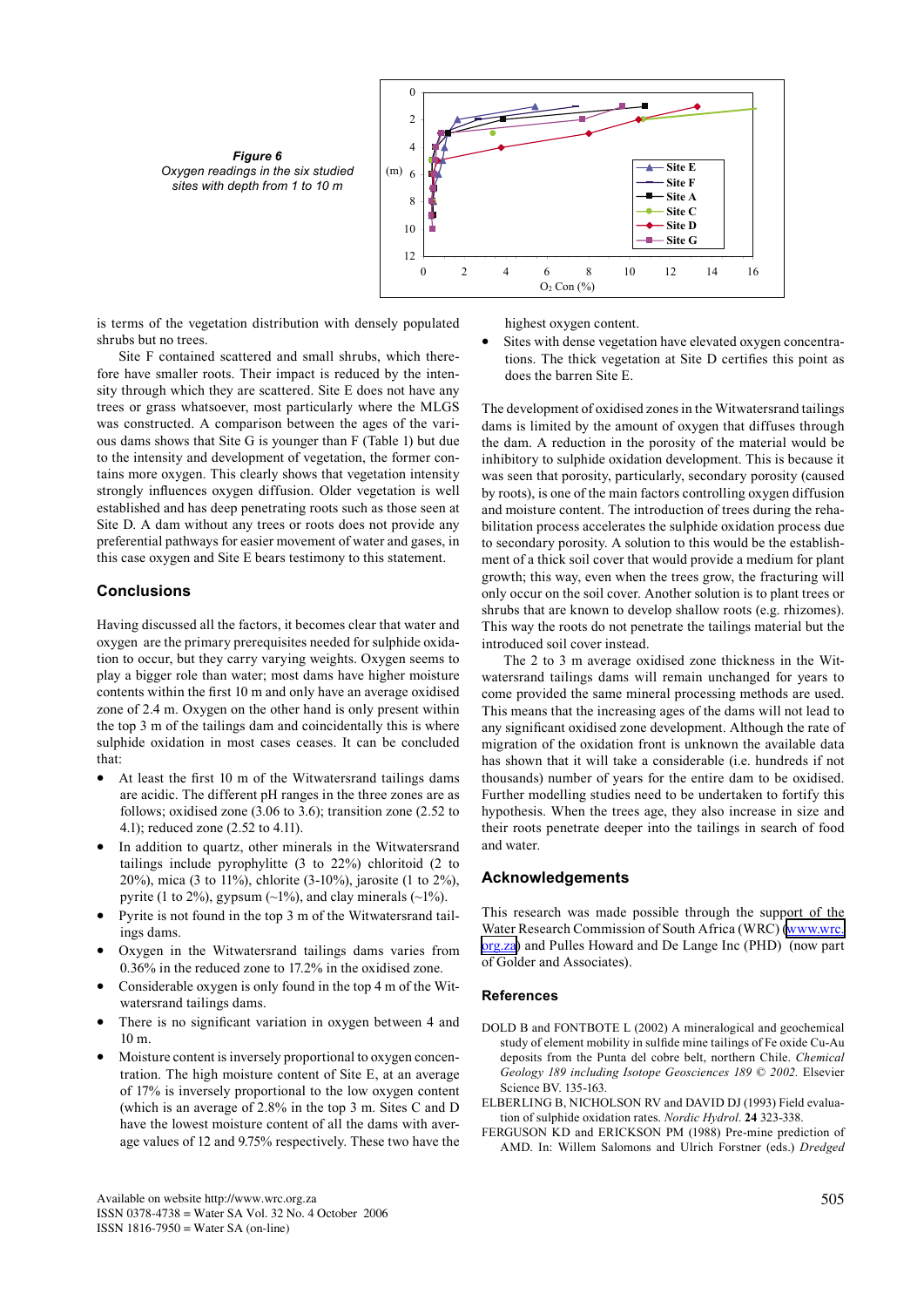*Figure 6*
*Oxygen readings in the six studied sites with depth from 1 to 10 m*

0
2
4
(m) 6
8
10
12
0 2 4 6 8 10 12 14 16
$O_2$ Con (%)
Site E
Site F
Site A
Site C
Site D
Site G

is terms of the vegetation distribution with densely populated shrubs but no trees.

Site F contained scattered and small shrubs, which therefore have smaller roots. Their impact is reduced by the intensity through which they are scattered. Site E does not have any trees or grass whatsoever, most particularly where the MLGS was constructed. A comparison between the ages of the various dams shows that Site G is younger than F (Table 1) but due to the intensity and development of vegetation, the former contains more oxygen. This clearly shows that vegetation intensity strongly influences oxygen diffusion. Older vegetation is well established and has deep penetrating roots such as those seen at Site D. A dam without any trees or roots does not provide any preferential pathways for easier movement of water and gases, in this case oxygen and Site E bears testimony to this statement.

## Conclusions

Having discussed all the factors, it becomes clear that water and oxygen are the primary prerequisites needed for sulphide oxidation to occur, but they carry varying weights. Oxygen seems to play a bigger role than water; most dams have higher moisture contents within the first 10 m and only have an average oxidised zone of 2.4 m. Oxygen on the other hand is only present within the top 3 m of the tailings dam and coincidentally this is where sulphide oxidation in most cases ceases. It can be concluded that:

- At least the first 10 m of the Witwatersrand tailings dams are acidic. The different pH ranges in the three zones are as follows; oxidised zone (3.06 to 3.6); transition zone (2.52 to 4.1); reduced zone (2.52 to 4.11).
- In addition to quartz, other minerals in the Witwatersrand tailings include pyrophyllite (3 to 22%) chloritoid (2 to 20%), mica (3 to 11%), chlorite (3-10%), jarosite (1 to 2%), pyrite (1 to 2%), gypsum (~1%), and clay minerals (~1%).
- Pyrite is not found in the top 3 m of the Witwatersrand tailings dams.
- Oxygen in the Witwatersrand tailings dams varies from 0.36% in the reduced zone to 17.2% in the oxidised zone.
- Considerable oxygen is only found in the top 4 m of the Witwatersrand tailings dams.
- There is no significant variation in oxygen between 4 and 10 m.
- Moisture content is inversely proportional to oxygen concentration. The high moisture content of Site E, at an average of 17% is inversely proportional to the low oxygen content (which is an average of 2.8% in the top 3 m. Sites C and D have the lowest moisture content of all the dams with average values of 12 and 9.75% respectively. These two have the highest oxygen content.
- Sites with dense vegetation have elevated oxygen concentrations. The thick vegetation at Site D certifies this point as does the barren Site E.

The development of oxidised zones in the Witwatersrand tailings dams is limited by the amount of oxygen that diffuses through the dam. A reduction in the porosity of the material would be inhibitory to sulphide oxidation development. This is because it was seen that porosity, particularly, secondary porosity (caused by roots), is one of the main factors controlling oxygen diffusion and moisture content. The introduction of trees during the rehabilitation process accelerates the sulphide oxidation process due to secondary porosity. A solution to this would be the establishment of a thick soil cover that would provide a medium for plant growth; this way, even when the trees grow, the fracturing will only occur on the soil cover. Another solution is to plant trees or shrubs that are known to develop shallow roots (e.g. rhizomes). This way the roots do not penetrate the tailings material but the introduced soil cover instead.

The 2 to 3 m average oxidised zone thickness in the Witwatersrand tailings dams will remain unchanged for years to come provided the same mineral processing methods are used. This means that the increasing ages of the dams will not lead to any significant oxidised zone development. Although the rate of migration of the oxidation front is unknown the available data has shown that it will take a considerable (i.e. hundreds if not thousands) number of years for the entire dam to be oxidised. Further modelling studies need to be undertaken to fortify this hypothesis. When the trees age, they also increase in size and their roots penetrate deeper into the tailings in search of food and water.

## Acknowledgements

This research was made possible through the support of the Water Research Commission of South Africa (WRC) (www.wrc.org.za) and Pulles Howard and De Lange Inc (PHD) (now part of Golder and Associates).

## References

DOLD B and FONTBOTE L (2002) A mineralogical and geochemical study of element mobility in sulfide mine tailings of Fe oxide Cu-Au deposits from the Punta del cobre belt, northern Chile. *Chemical Geology 189 including Isotope Geosciences 189 © 2002.* Elsevier Science BV. 135-163.

ELBERLING B, NICHOLSON RV and DAVID DJ (1993) Field evaluation of sulphide oxidation rates. *Nordic Hydrol.* **24** 323-338.

FERGUSON KD and ERICKSON PM (1988) Pre-mine prediction of AMD. In: Willem Salomons and Ulrich Forstner (eds.) *Dredged*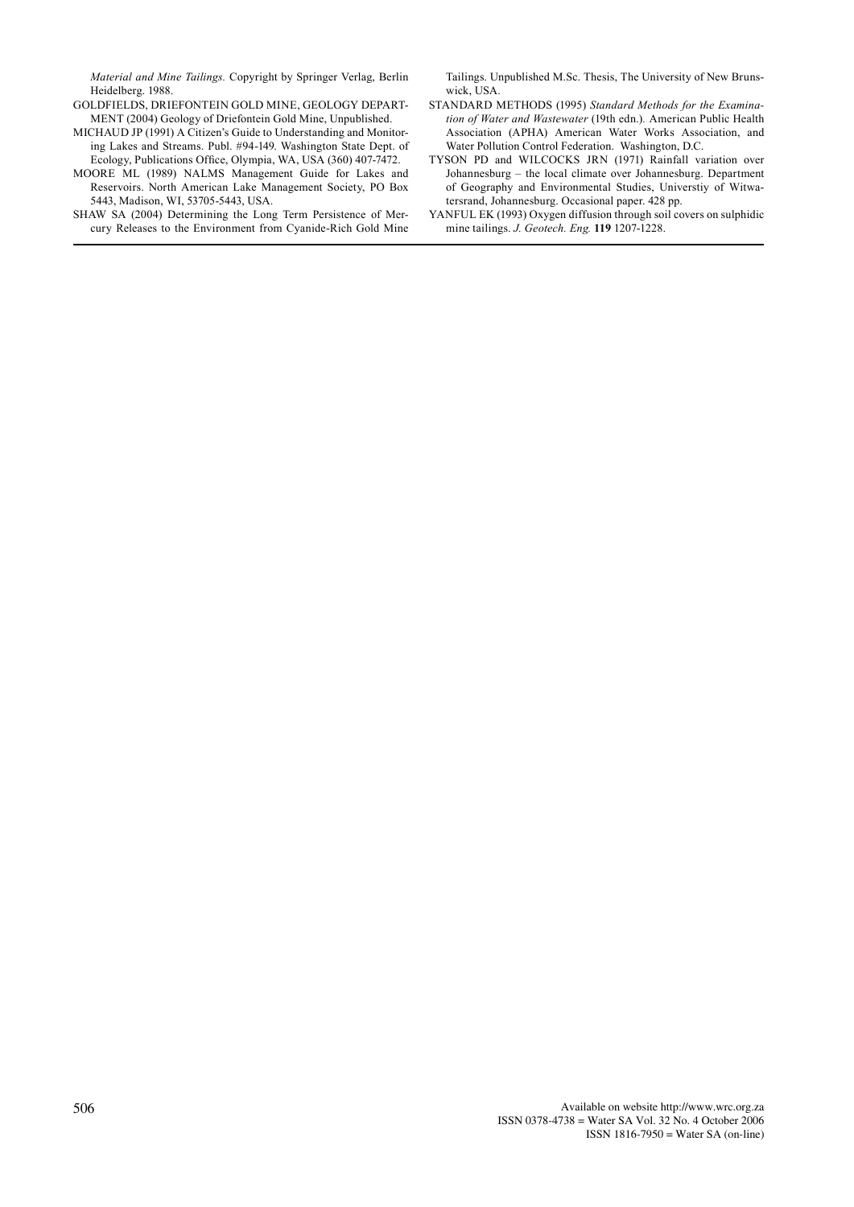*Material and Mine Tailings.* Copyright by Springer Verlag, Berlin Heidelberg. 1988.

GOLDFIELDS, DRIEFONTEIN GOLD MINE, GEOLOGY DEPARTMENT (2004) Geology of Driefontein Gold Mine, Unpublished.

MICHAUD JP (1991) A Citizen's Guide to Understanding and Monitoring Lakes and Streams. Publ. #94-149. Washington State Dept. of Ecology, Publications Office, Olympia, WA, USA (360) 407-7472.

MOORE ML (1989) NALMS Management Guide for Lakes and Reservoirs. North American Lake Management Society, PO Box 5443, Madison, WI, 53705-5443, USA.

SHAW SA (2004) Determining the Long Term Persistence of Mercury Releases to the Environment from Cyanide-Rich Gold Mine Tailings. Unpublished M.Sc. Thesis, The University of New Brunswick, USA.

STANDARD METHODS (1995) *Standard Methods for the Examination of Water and Wastewater* (19th edn.). American Public Health Association (APHA) American Water Works Association, and Water Pollution Control Federation. Washington, D.C.

TYSON PD and WILCOCKS JRN (1971) Rainfall variation over Johannesburg – the local climate over Johannesburg. Department of Geography and Environmental Studies, Universtiy of Witwatersrand, Johannesburg. Occasional paper. 428 pp.

YANFUL EK (1993) Oxygen diffusion through soil covers on sulphidic mine tailings. *J. Geotech. Eng.* **119** 1207-1228.